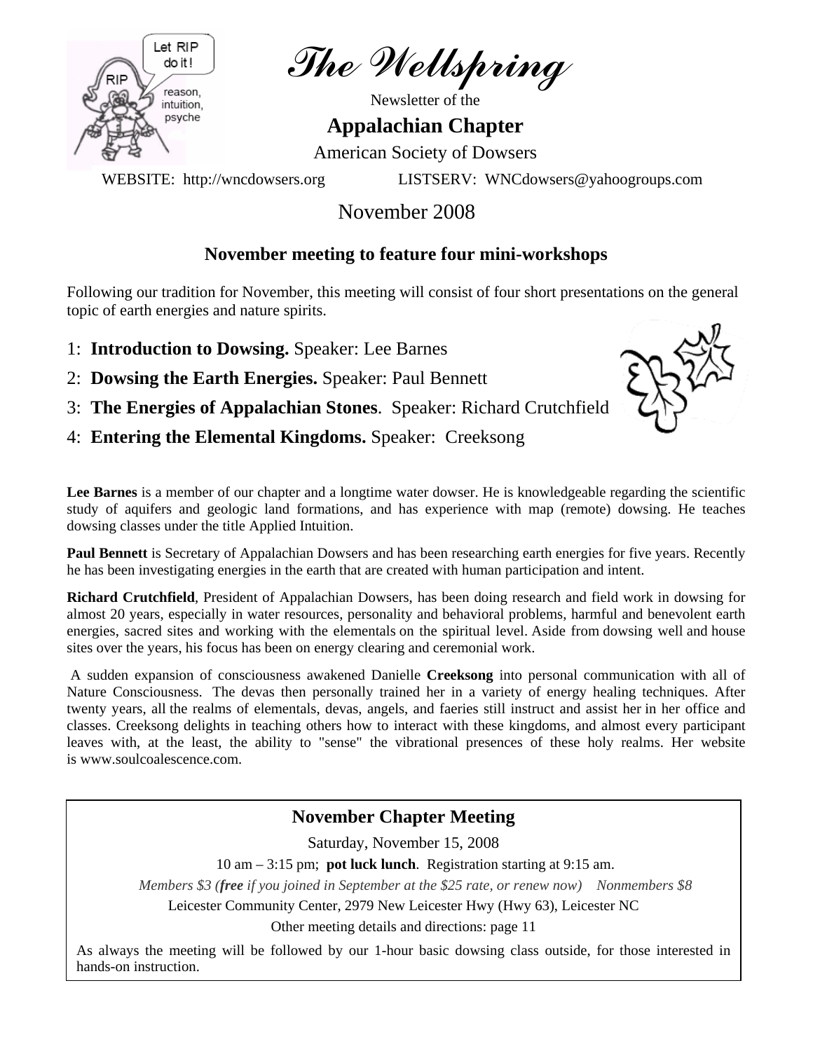# The Wellspring

Newsletter of the

## Appalachian Chapter

American Society of Dowsers

WEBSITE: http://wncdowsers.org LISTSERV: WNCdowsers@yahoogroups.com

November 2008

### November meeting to feature four mini-workshops

Following our tradition for November, this meeting will consist of four short presentations on the general topic of earth energies and nature spirits.

1: **Introduction to Dowsing.** Speaker: Lee Barnes

2: **Dowsing the Earth Energies.** Speaker: Paul Bennett

3: **The Energies of Appalachian Stones**. Speaker: Richard Crutchfield

4: **Entering the Elemental Kingdoms.** Speaker: Creeksong

**Lee Barnes** is a member of our chapter and a longtime water dowser. He is knowledgeable regarding the scientific study of aquifers and geologic land formations, and has experience with map (remote) dowsing. He teaches dowsing classes under the title Applied Intuition.

**Paul Bennett** is Secretary of Appalachian Dowsers and has been researching earth energies for five years. Recently he has been investigating energies in the earth that are created with human participation and intent.

**Richard Crutchfield**, President of Appalachian Dowsers, has been doing research and field work in dowsing for almost 20 years, especially in water resources, personality and behavioral problems, harmful and benevolent earth energies, sacred sites and working with the elementals on the spiritual level. Aside from dowsing well and house sites over the years, his focus has been on energy clearing and ceremonial work.

A sudden expansion of consciousness awakened Danielle **Creeksong** into personal communication with all of Nature Consciousness. The devas then personally trained her in a variety of energy healing techniques. After twenty years, all the realms of elementals, devas, angels, and faeries still instruct and assist her in her office and classes. Creeksong delights in teaching others how to interact with these kingdoms, and almost every participant leaves with, at the least, the ability to "sense" the vibrational presences of these holy realms. Her website is www.soulcoalescence.com.

### November Chapter Meeting

Saturday, November 15, 2008

10 am – 3:15 pm; **pot luck lunch**. Registration starting at 9:15 am.

*Members $3 (**free** if you joined in September at the $25 rate, or renew now) Nonmembers $8*

Leicester Community Center, 2979 New Leicester Hwy (Hwy 63), Leicester NC

Other meeting details and directions: page 11

As always the meeting will be followed by our 1-hour basic dowsing class outside, for those interested in hands-on instruction.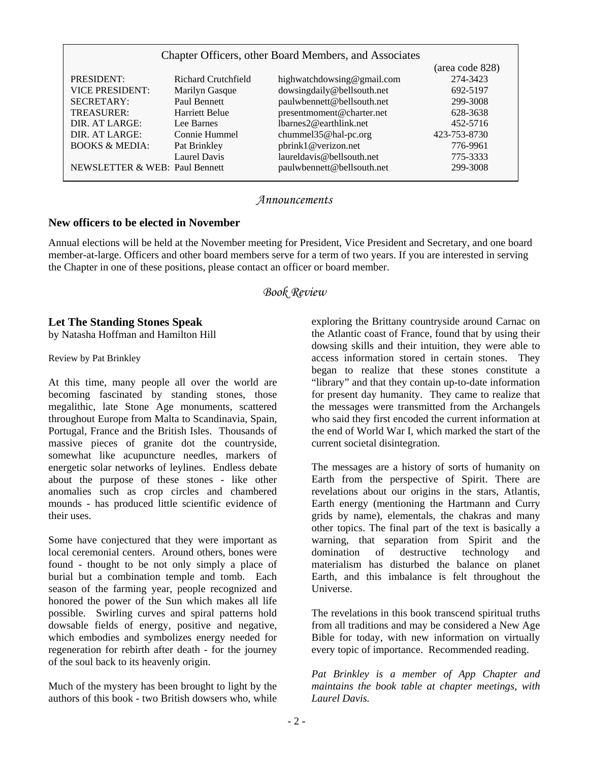## Chapter Officers, other Board Members, and Associates

| | | | (area code 828) |
|---|---|---|---|
| PRESIDENT: | Richard Crutchfield | highwatchdowsing@gmail.com | 274-3423 |
| VICE PRESIDENT: | Marilyn Gasque | dowsingdaily@bellsouth.net | 692-5197 |
| SECRETARY: | Paul Bennett | paulwbennett@bellsouth.net | 299-3008 |
| TREASURER: | Harriett Belue | presentmoment@charter.net | 628-3638 |
| DIR. AT LARGE: | Lee Barnes | lbarnes2@earthlink.net | 452-5716 |
| DIR. AT LARGE: | Connie Hummel | chummel35@hal-pc.org | 423-753-8730 |
| BOOKS & MEDIA: | Pat Brinkley | pbrink1@verizon.net | 776-9961 |
| | Laurel Davis | laureldavis@bellsouth.net | 775-3333 |
| NEWSLETTER & WEB: | Paul Bennett | paulwbennett@bellsouth.net | 299-3008 |

## *Announcements*

### New officers to be elected in November

Annual elections will be held at the November meeting for President, Vice President and Secretary, and one board member-at-large. Officers and other board members serve for a term of two years. If you are interested in serving the Chapter in one of these positions, please contact an officer or board member.

## *Book Review*

### Let The Standing Stones Speak

by Natasha Hoffman and Hamilton Hill

Review by Pat Brinkley

At this time, many people all over the world are becoming fascinated by standing stones, those megalithic, late Stone Age monuments, scattered throughout Europe from Malta to Scandinavia, Spain, Portugal, France and the British Isles. Thousands of massive pieces of granite dot the countryside, somewhat like acupuncture needles, markers of energetic solar networks of leylines. Endless debate about the purpose of these stones - like other anomalies such as crop circles and chambered mounds - has produced little scientific evidence of their uses.

Some have conjectured that they were important as local ceremonial centers. Around others, bones were found - thought to be not only simply a place of burial but a combination temple and tomb. Each season of the farming year, people recognized and honored the power of the Sun which makes all life possible. Swirling curves and spiral patterns hold dowsable fields of energy, positive and negative, which embodies and symbolizes energy needed for regeneration for rebirth after death - for the journey of the soul back to its heavenly origin.

Much of the mystery has been brought to light by the authors of this book - two British dowsers who, while exploring the Brittany countryside around Carnac on the Atlantic coast of France, found that by using their dowsing skills and their intuition, they were able to access information stored in certain stones. They began to realize that these stones constitute a "library" and that they contain up-to-date information for present day humanity. They came to realize that the messages were transmitted from the Archangels who said they first encoded the current information at the end of World War I, which marked the start of the current societal disintegration.

The messages are a history of sorts of humanity on Earth from the perspective of Spirit. There are revelations about our origins in the stars, Atlantis, Earth energy (mentioning the Hartmann and Curry grids by name), elementals, the chakras and many other topics. The final part of the text is basically a warning, that separation from Spirit and the domination of destructive technology and materialism has disturbed the balance on planet Earth, and this imbalance is felt throughout the Universe.

The revelations in this book transcend spiritual truths from all traditions and may be considered a New Age Bible for today, with new information on virtually every topic of importance. Recommended reading.

*Pat Brinkley is a member of App Chapter and maintains the book table at chapter meetings, with Laurel Davis.*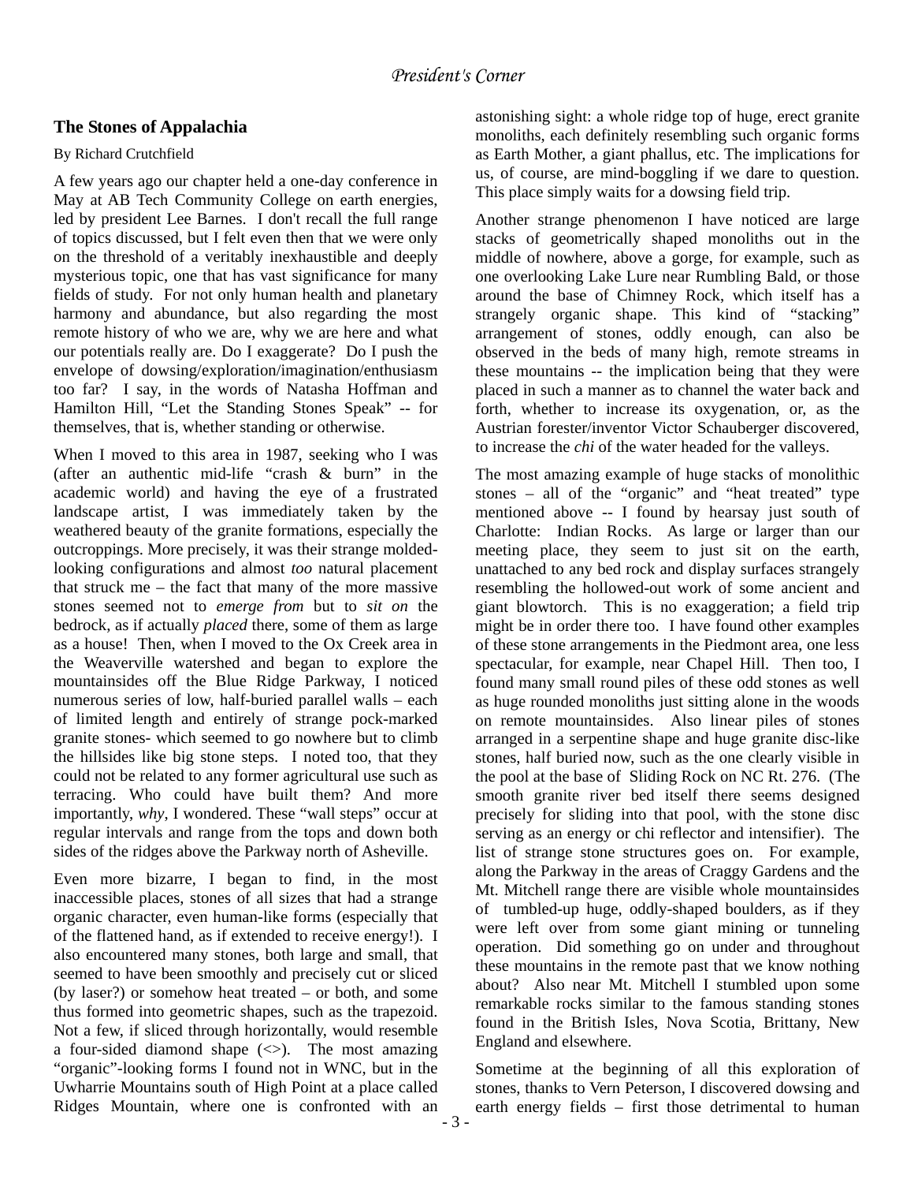*President's Corner*

## The Stones of Appalachia

By Richard Crutchfield

A few years ago our chapter held a one-day conference in May at AB Tech Community College on earth energies, led by president Lee Barnes. I don't recall the full range of topics discussed, but I felt even then that we were only on the threshold of a veritably inexhaustible and deeply mysterious topic, one that has vast significance for many fields of study. For not only human health and planetary harmony and abundance, but also regarding the most remote history of who we are, why we are here and what our potentials really are. Do I exaggerate? Do I push the envelope of dowsing/exploration/imagination/enthusiasm too far? I say, in the words of Natasha Hoffman and Hamilton Hill, "Let the Standing Stones Speak" -- for themselves, that is, whether standing or otherwise.

When I moved to this area in 1987, seeking who I was (after an authentic mid-life "crash & burn" in the academic world) and having the eye of a frustrated landscape artist, I was immediately taken by the weathered beauty of the granite formations, especially the outcroppings. More precisely, it was their strange molded-looking configurations and almost *too* natural placement that struck me – the fact that many of the more massive stones seemed not to *emerge from* but to *sit on* the bedrock, as if actually *placed* there, some of them as large as a house! Then, when I moved to the Ox Creek area in the Weaverville watershed and began to explore the mountainsides off the Blue Ridge Parkway, I noticed numerous series of low, half-buried parallel walls – each of limited length and entirely of strange pock-marked granite stones- which seemed to go nowhere but to climb the hillsides like big stone steps. I noted too, that they could not be related to any former agricultural use such as terracing. Who could have built them? And more importantly, *why*, I wondered. These "wall steps" occur at regular intervals and range from the tops and down both sides of the ridges above the Parkway north of Asheville.

Even more bizarre, I began to find, in the most inaccessible places, stones of all sizes that had a strange organic character, even human-like forms (especially that of the flattened hand, as if extended to receive energy!). I also encountered many stones, both large and small, that seemed to have been smoothly and precisely cut or sliced (by laser?) or somehow heat treated – or both, and some thus formed into geometric shapes, such as the trapezoid. Not a few, if sliced through horizontally, would resemble a four-sided diamond shape (<>). The most amazing "organic"-looking forms I found not in WNC, but in the Uwharrie Mountains south of High Point at a place called Ridges Mountain, where one is confronted with an astonishing sight: a whole ridge top of huge, erect granite monoliths, each definitely resembling such organic forms as Earth Mother, a giant phallus, etc. The implications for us, of course, are mind-boggling if we dare to question. This place simply waits for a dowsing field trip.

Another strange phenomenon I have noticed are large stacks of geometrically shaped monoliths out in the middle of nowhere, above a gorge, for example, such as one overlooking Lake Lure near Rumbling Bald, or those around the base of Chimney Rock, which itself has a strangely organic shape. This kind of "stacking" arrangement of stones, oddly enough, can also be observed in the beds of many high, remote streams in these mountains -- the implication being that they were placed in such a manner as to channel the water back and forth, whether to increase its oxygenation, or, as the Austrian forester/inventor Victor Schauberger discovered, to increase the *chi* of the water headed for the valleys.

The most amazing example of huge stacks of monolithic stones – all of the "organic" and "heat treated" type mentioned above -- I found by hearsay just south of Charlotte: Indian Rocks. As large or larger than our meeting place, they seem to just sit on the earth, unattached to any bed rock and display surfaces strangely resembling the hollowed-out work of some ancient and giant blowtorch. This is no exaggeration; a field trip might be in order there too. I have found other examples of these stone arrangements in the Piedmont area, one less spectacular, for example, near Chapel Hill. Then too, I found many small round piles of these odd stones as well as huge rounded monoliths just sitting alone in the woods on remote mountainsides. Also linear piles of stones arranged in a serpentine shape and huge granite disc-like stones, half buried now, such as the one clearly visible in the pool at the base of Sliding Rock on NC Rt. 276. (The smooth granite river bed itself there seems designed precisely for sliding into that pool, with the stone disc serving as an energy or chi reflector and intensifier). The list of strange stone structures goes on. For example, along the Parkway in the areas of Craggy Gardens and the Mt. Mitchell range there are visible whole mountainsides of tumbled-up huge, oddly-shaped boulders, as if they were left over from some giant mining or tunneling operation. Did something go on under and throughout these mountains in the remote past that we know nothing about? Also near Mt. Mitchell I stumbled upon some remarkable rocks similar to the famous standing stones found in the British Isles, Nova Scotia, Brittany, New England and elsewhere.

Sometime at the beginning of all this exploration of stones, thanks to Vern Peterson, I discovered dowsing and earth energy fields – first those detrimental to human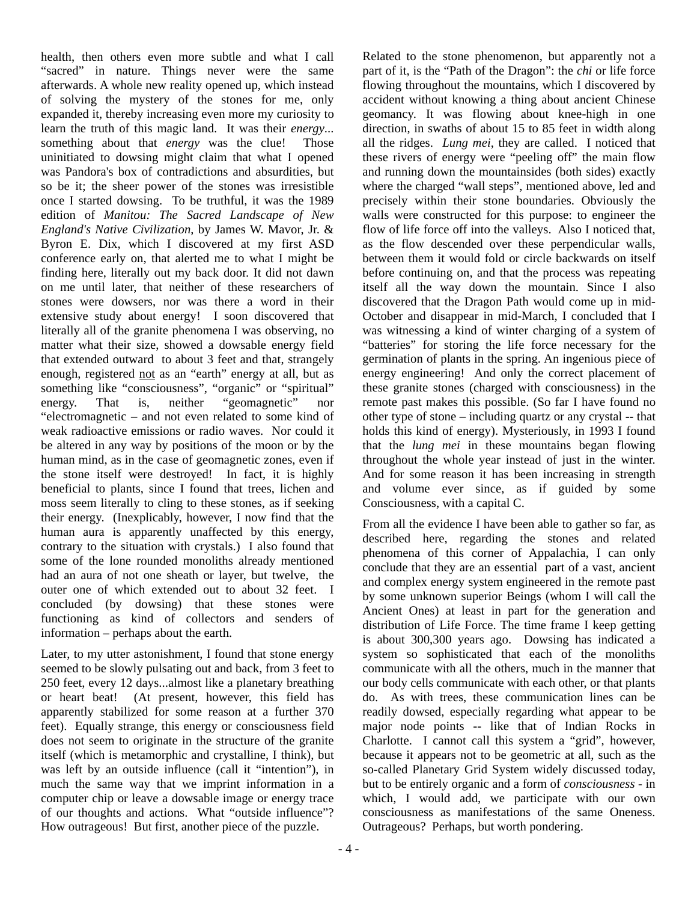health, then others even more subtle and what I call "sacred" in nature. Things never were the same afterwards. A whole new reality opened up, which instead of solving the mystery of the stones for me, only expanded it, thereby increasing even more my curiosity to learn the truth of this magic land. It was their *energy*... something about that *energy* was the clue! Those uninitiated to dowsing might claim that what I opened was Pandora's box of contradictions and absurdities, but so be it; the sheer power of the stones was irresistible once I started dowsing. To be truthful, it was the 1989 edition of *Manitou: The Sacred Landscape of New England's Native Civilization*, by James W. Mavor, Jr. & Byron E. Dix, which I discovered at my first ASD conference early on, that alerted me to what I might be finding here, literally out my back door. It did not dawn on me until later, that neither of these researchers of stones were dowsers, nor was there a word in their extensive study about energy! I soon discovered that literally all of the granite phenomena I was observing, no matter what their size, showed a dowsable energy field that extended outward to about 3 feet and that, strangely enough, registered not as an "earth" energy at all, but as something like "consciousness", "organic" or "spiritual" energy. That is, neither "geomagnetic" nor "electromagnetic – and not even related to some kind of weak radioactive emissions or radio waves. Nor could it be altered in any way by positions of the moon or by the human mind, as in the case of geomagnetic zones, even if the stone itself were destroyed! In fact, it is highly beneficial to plants, since I found that trees, lichen and moss seem literally to cling to these stones, as if seeking their energy. (Inexplicably, however, I now find that the human aura is apparently unaffected by this energy, contrary to the situation with crystals.) I also found that some of the lone rounded monoliths already mentioned had an aura of not one sheath or layer, but twelve, the outer one of which extended out to about 32 feet. I concluded (by dowsing) that these stones were functioning as kind of collectors and senders of information – perhaps about the earth.

Later, to my utter astonishment, I found that stone energy seemed to be slowly pulsating out and back, from 3 feet to 250 feet, every 12 days...almost like a planetary breathing or heart beat! (At present, however, this field has apparently stabilized for some reason at a further 370 feet). Equally strange, this energy or consciousness field does not seem to originate in the structure of the granite itself (which is metamorphic and crystalline, I think), but was left by an outside influence (call it "intention"), in much the same way that we imprint information in a computer chip or leave a dowsable image or energy trace of our thoughts and actions. What "outside influence"? How outrageous! But first, another piece of the puzzle.

Related to the stone phenomenon, but apparently not a part of it, is the "Path of the Dragon": the *chi* or life force flowing throughout the mountains, which I discovered by accident without knowing a thing about ancient Chinese geomancy. It was flowing about knee-high in one direction, in swaths of about 15 to 85 feet in width along all the ridges. *Lung mei*, they are called. I noticed that these rivers of energy were "peeling off" the main flow and running down the mountainsides (both sides) exactly where the charged "wall steps", mentioned above, led and precisely within their stone boundaries. Obviously the walls were constructed for this purpose: to engineer the flow of life force off into the valleys. Also I noticed that, as the flow descended over these perpendicular walls, between them it would fold or circle backwards on itself before continuing on, and that the process was repeating itself all the way down the mountain. Since I also discovered that the Dragon Path would come up in mid-October and disappear in mid-March, I concluded that I was witnessing a kind of winter charging of a system of "batteries" for storing the life force necessary for the germination of plants in the spring. An ingenious piece of energy engineering! And only the correct placement of these granite stones (charged with consciousness) in the remote past makes this possible. (So far I have found no other type of stone – including quartz or any crystal -- that holds this kind of energy). Mysteriously, in 1993 I found that the *lung mei* in these mountains began flowing throughout the whole year instead of just in the winter. And for some reason it has been increasing in strength and volume ever since, as if guided by some Consciousness, with a capital C.

From all the evidence I have been able to gather so far, as described here, regarding the stones and related phenomena of this corner of Appalachia, I can only conclude that they are an essential part of a vast, ancient and complex energy system engineered in the remote past by some unknown superior Beings (whom I will call the Ancient Ones) at least in part for the generation and distribution of Life Force. The time frame I keep getting is about 300,300 years ago. Dowsing has indicated a system so sophisticated that each of the monoliths communicate with all the others, much in the manner that our body cells communicate with each other, or that plants do. As with trees, these communication lines can be readily dowsed, especially regarding what appear to be major node points -- like that of Indian Rocks in Charlotte. I cannot call this system a "grid", however, because it appears not to be geometric at all, such as the so-called Planetary Grid System widely discussed today, but to be entirely organic and a form of *consciousness* - in which, I would add, we participate with our own consciousness as manifestations of the same Oneness. Outrageous? Perhaps, but worth pondering.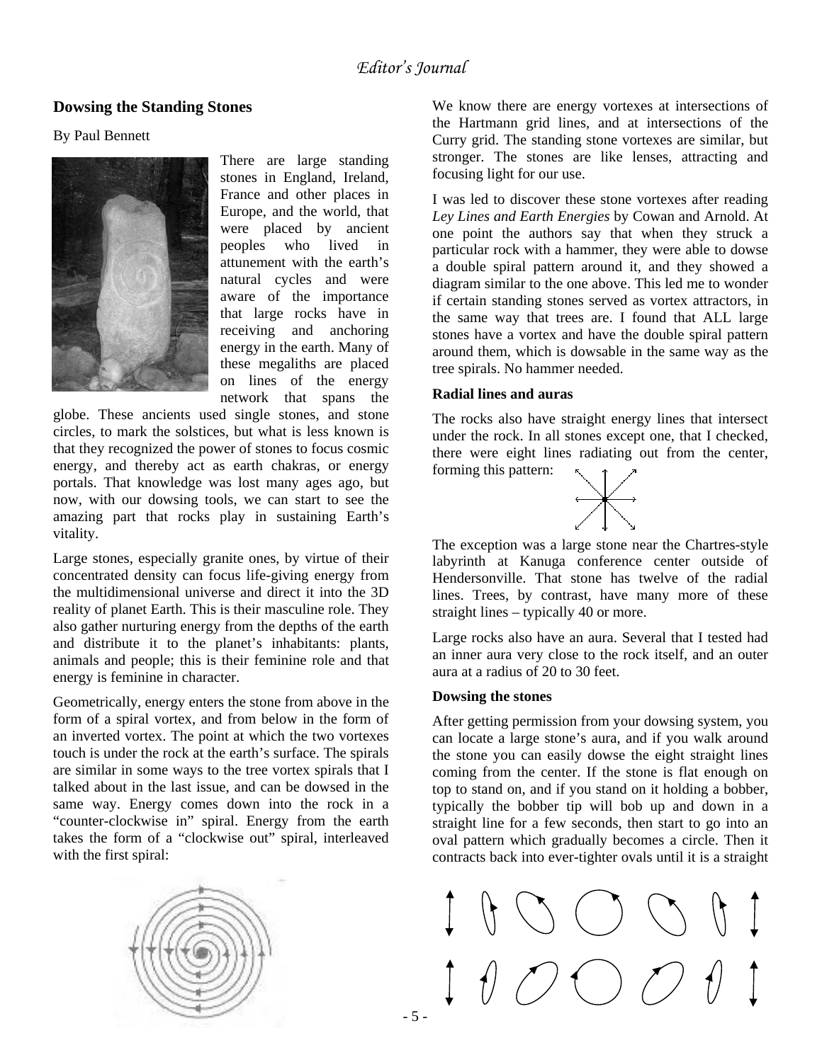*Editor's Journal*

## Dowsing the Standing Stones

By Paul Bennett

There are large standing stones in England, Ireland, France and other places in Europe, and the world, that were placed by ancient peoples who lived in attunement with the earth's natural cycles and were aware of the importance that large rocks have in receiving and anchoring energy in the earth. Many of these megaliths are placed on lines of the energy network that spans the globe. These ancients used single stones, and stone circles, to mark the solstices, but what is less known is that they recognized the power of stones to focus cosmic energy, and thereby act as earth chakras, or energy portals. That knowledge was lost many ages ago, but now, with our dowsing tools, we can start to see the amazing part that rocks play in sustaining Earth's vitality.

Large stones, especially granite ones, by virtue of their concentrated density can focus life-giving energy from the multidimensional universe and direct it into the 3D reality of planet Earth. This is their masculine role. They also gather nurturing energy from the depths of the earth and distribute it to the planet's inhabitants: plants, animals and people; this is their feminine role and that energy is feminine in character.

Geometrically, energy enters the stone from above in the form of a spiral vortex, and from below in the form of an inverted vortex. The point at which the two vortexes touch is under the rock at the earth's surface. The spirals are similar in some ways to the tree vortex spirals that I talked about in the last issue, and can be dowsed in the same way. Energy comes down into the rock in a "counter-clockwise in" spiral. Energy from the earth takes the form of a "clockwise out" spiral, interleaved with the first spiral:

We know there are energy vortexes at intersections of the Hartmann grid lines, and at intersections of the Curry grid. The standing stone vortexes are similar, but stronger. The stones are like lenses, attracting and focusing light for our use.

I was led to discover these stone vortexes after reading *Ley Lines and Earth Energies* by Cowan and Arnold. At one point the authors say that when they struck a particular rock with a hammer, they were able to dowse a double spiral pattern around it, and they showed a diagram similar to the one above. This led me to wonder if certain standing stones served as vortex attractors, in the same way that trees are. I found that ALL large stones have a vortex and have the double spiral pattern around them, which is dowsable in the same way as the tree spirals. No hammer needed.

### Radial lines and auras

The rocks also have straight energy lines that intersect under the rock. In all stones except one, that I checked, there were eight lines radiating out from the center, forming this pattern:

The exception was a large stone near the Chartres-style labyrinth at Kanuga conference center outside of Hendersonville. That stone has twelve of the radial lines. Trees, by contrast, have many more of these straight lines – typically 40 or more.

Large rocks also have an aura. Several that I tested had an inner aura very close to the rock itself, and an outer aura at a radius of 20 to 30 feet.

### Dowsing the stones

After getting permission from your dowsing system, you can locate a large stone's aura, and if you walk around the stone you can easily dowse the eight straight lines coming from the center. If the stone is flat enough on top to stand on, and if you stand on it holding a bobber, typically the bobber tip will bob up and down in a straight line for a few seconds, then start to go into an oval pattern which gradually becomes a circle. Then it contracts back into ever-tighter ovals until it is a straight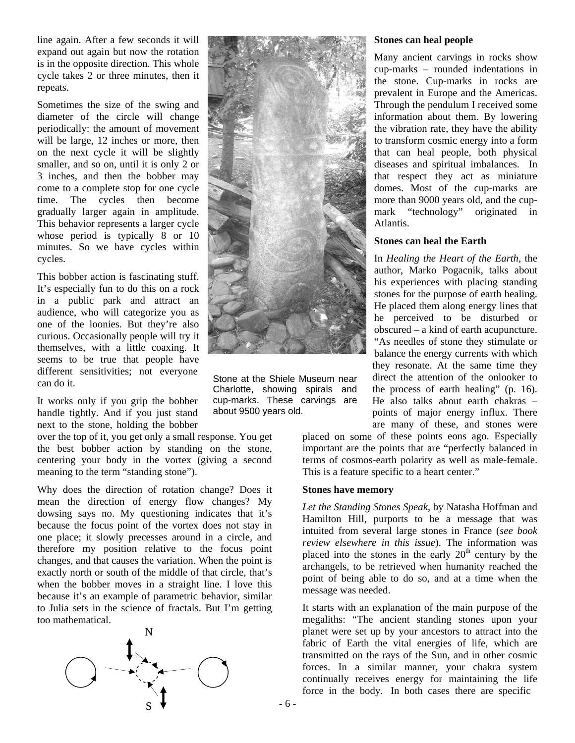line again. After a few seconds it will expand out again but now the rotation is in the opposite direction. This whole cycle takes 2 or three minutes, then it repeats.

Sometimes the size of the swing and diameter of the circle will change periodically: the amount of movement will be large, 12 inches or more, then on the next cycle it will be slightly smaller, and so on, until it is only 2 or 3 inches, and then the bobber may come to a complete stop for one cycle time. The cycles then become gradually larger again in amplitude. This behavior represents a larger cycle whose period is typically 8 or 10 minutes. So we have cycles within cycles.

This bobber action is fascinating stuff. It's especially fun to do this on a rock in a public park and attract an audience, who will categorize you as one of the loonies. But they're also curious. Occasionally people will try it themselves, with a little coaxing. It seems to be true that people have different sensitivities; not everyone can do it.

It works only if you grip the bobber handle tightly. And if you just stand next to the stone, holding the bobber over the top of it, you get only a small response. You get the best bobber action by standing on the stone, centering your body in the vortex (giving a second meaning to the term "standing stone").

Why does the direction of rotation change? Does it mean the direction of energy flow changes? My dowsing says no. My questioning indicates that it's because the focus point of the vortex does not stay in one place; it slowly precesses around in a circle, and therefore my position relative to the focus point changes, and that causes the variation. When the point is exactly north or south of the middle of that circle, that's when the bobber moves in a straight line. I love this because it's an example of parametric behavior, similar to Julia sets in the science of fractals. But I'm getting too mathematical.

Stone at the Shiele Museum near Charlotte, showing spirals and cup-marks. These carvings are about 9500 years old.

**Stones can heal people**

Many ancient carvings in rocks show cup-marks – rounded indentations in the stone. Cup-marks in rocks are prevalent in Europe and the Americas. Through the pendulum I received some information about them. By lowering the vibration rate, they have the ability to transform cosmic energy into a form that can heal people, both physical diseases and spiritual imbalances. In that respect they act as miniature domes. Most of the cup-marks are more than 9000 years old, and the cup-mark "technology" originated in Atlantis.

**Stones can heal the Earth**

In *Healing the Heart of the Earth*, the author, Marko Pogacnik, talks about his experiences with placing standing stones for the purpose of earth healing. He placed them along energy lines that he perceived to be disturbed or obscured – a kind of earth acupuncture. "As needles of stone they stimulate or balance the energy currents with which they resonate. At the same time they direct the attention of the onlooker to the process of earth healing" (p. 16). He also talks about earth chakras – points of major energy influx. There are many of these, and stones were placed on some of these points eons ago. Especially important are the points that are "perfectly balanced in terms of cosmos-earth polarity as well as male-female. This is a feature specific to a heart center."

**Stones have memory**

*Let the Standing Stones Speak*, by Natasha Hoffman and Hamilton Hill, purports to be a message that was intuited from several large stones in France (*see book review elsewhere in this issue*). The information was placed into the stones in the early 20th century by the archangels, to be retrieved when humanity reached the point of being able to do so, and at a time when the message was needed.

It starts with an explanation of the main purpose of the megaliths: "The ancient standing stones upon your planet were set up by your ancestors to attract into the fabric of Earth the vital energies of life, which are transmitted on the rays of the Sun, and in other cosmic forces. In a similar manner, your chakra system continually receives energy for maintaining the life force in the body. In both cases there are specific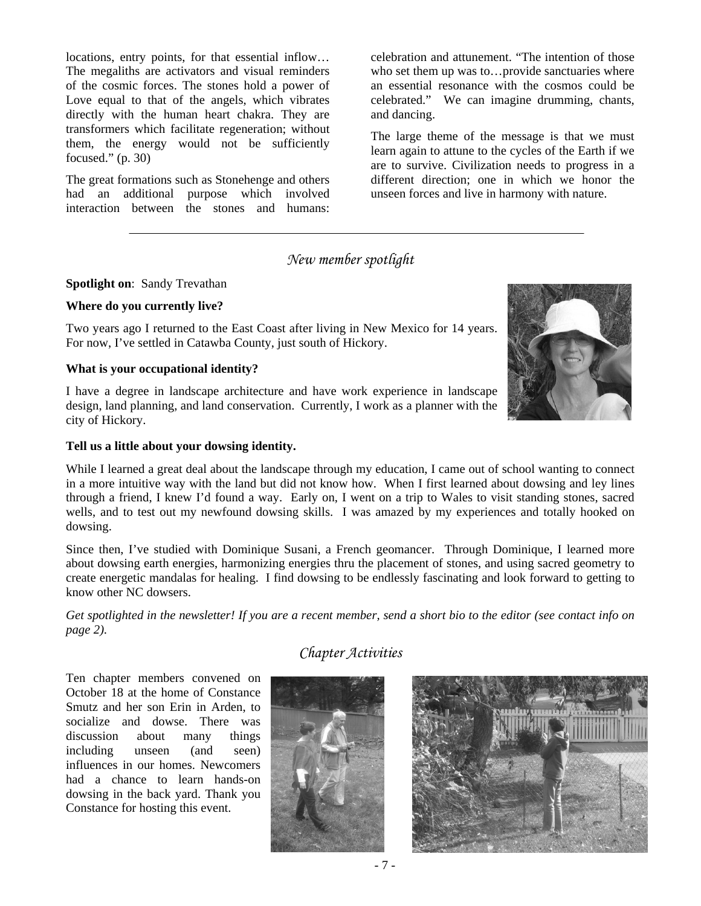locations, entry points, for that essential inflow… The megaliths are activators and visual reminders of the cosmic forces. The stones hold a power of Love equal to that of the angels, which vibrates directly with the human heart chakra. They are transformers which facilitate regeneration; without them, the energy would not be sufficiently focused." (p. 30)

The great formations such as Stonehenge and others had an additional purpose which involved interaction between the stones and humans: celebration and attunement. "The intention of those who set them up was to…provide sanctuaries where an essential resonance with the cosmos could be celebrated." We can imagine drumming, chants, and dancing.

The large theme of the message is that we must learn again to attune to the cycles of the Earth if we are to survive. Civilization needs to progress in a different direction; one in which we honor the unseen forces and live in harmony with nature.

---

## *New member spotlight*

**Spotlight on**: Sandy Trevathan

**Where do you currently live?**

Two years ago I returned to the East Coast after living in New Mexico for 14 years. For now, I've settled in Catawba County, just south of Hickory.

**What is your occupational identity?**

I have a degree in landscape architecture and have work experience in landscape design, land planning, and land conservation. Currently, I work as a planner with the city of Hickory.

**Tell us a little about your dowsing identity.**

While I learned a great deal about the landscape through my education, I came out of school wanting to connect in a more intuitive way with the land but did not know how. When I first learned about dowsing and ley lines through a friend, I knew I'd found a way. Early on, I went on a trip to Wales to visit standing stones, sacred wells, and to test out my newfound dowsing skills. I was amazed by my experiences and totally hooked on dowsing.

Since then, I've studied with Dominique Susani, a French geomancer. Through Dominique, I learned more about dowsing earth energies, harmonizing energies thru the placement of stones, and using sacred geometry to create energetic mandalas for healing. I find dowsing to be endlessly fascinating and look forward to getting to know other NC dowsers.

*Get spotlighted in the newsletter! If you are a recent member, send a short bio to the editor (see contact info on page 2).*

## *Chapter Activities*

Ten chapter members convened on October 18 at the home of Constance Smutz and her son Erin in Arden, to socialize and dowse. There was discussion about many things including unseen (and seen) influences in our homes. Newcomers had a chance to learn hands-on dowsing in the back yard. Thank you Constance for hosting this event.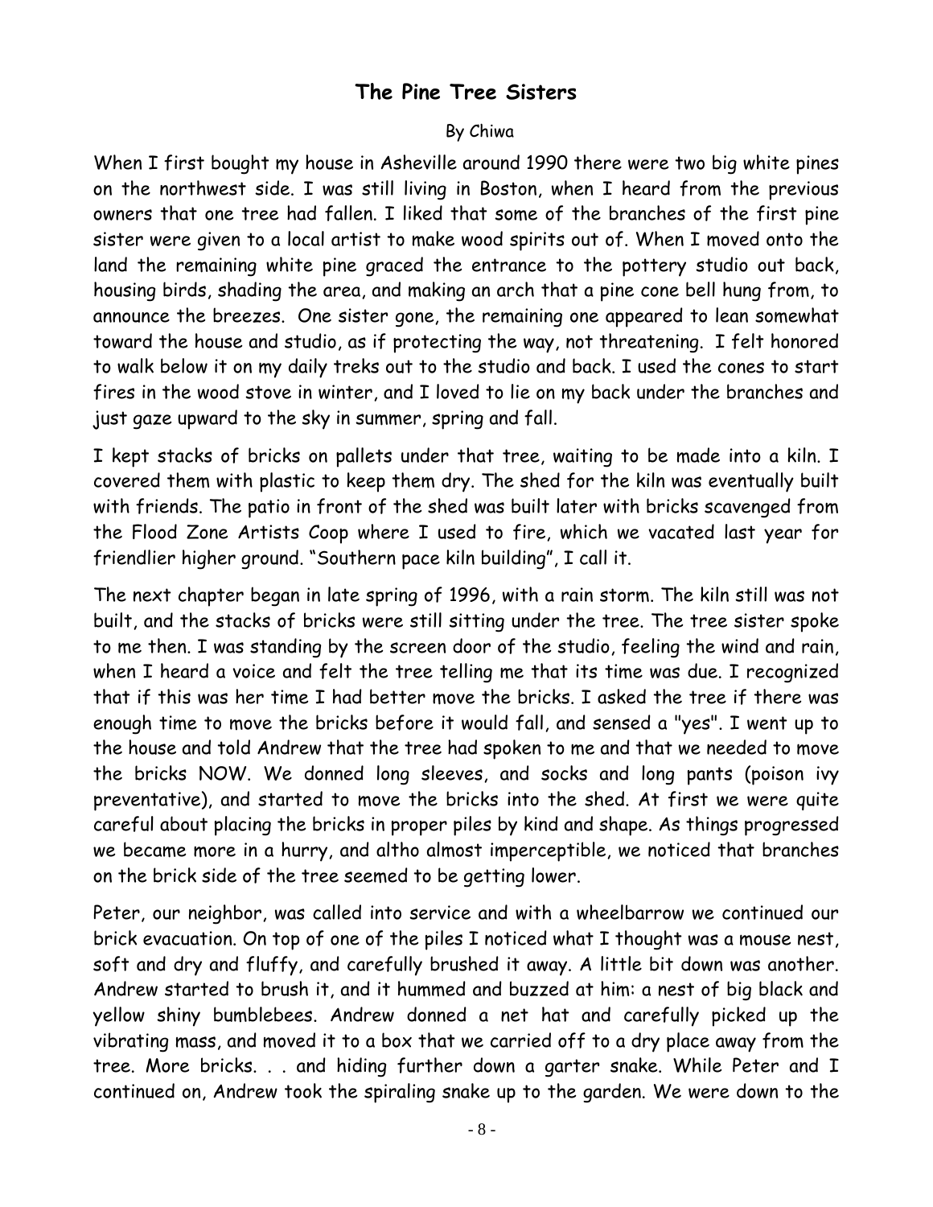## The Pine Tree Sisters

By Chiwa

When I first bought my house in Asheville around 1990 there were two big white pines on the northwest side. I was still living in Boston, when I heard from the previous owners that one tree had fallen. I liked that some of the branches of the first pine sister were given to a local artist to make wood spirits out of. When I moved onto the land the remaining white pine graced the entrance to the pottery studio out back, housing birds, shading the area, and making an arch that a pine cone bell hung from, to announce the breezes. One sister gone, the remaining one appeared to lean somewhat toward the house and studio, as if protecting the way, not threatening. I felt honored to walk below it on my daily treks out to the studio and back. I used the cones to start fires in the wood stove in winter, and I loved to lie on my back under the branches and just gaze upward to the sky in summer, spring and fall.

I kept stacks of bricks on pallets under that tree, waiting to be made into a kiln. I covered them with plastic to keep them dry. The shed for the kiln was eventually built with friends. The patio in front of the shed was built later with bricks scavenged from the Flood Zone Artists Coop where I used to fire, which we vacated last year for friendlier higher ground. "Southern pace kiln building", I call it.

The next chapter began in late spring of 1996, with a rain storm. The kiln still was not built, and the stacks of bricks were still sitting under the tree. The tree sister spoke to me then. I was standing by the screen door of the studio, feeling the wind and rain, when I heard a voice and felt the tree telling me that its time was due. I recognized that if this was her time I had better move the bricks. I asked the tree if there was enough time to move the bricks before it would fall, and sensed a "yes". I went up to the house and told Andrew that the tree had spoken to me and that we needed to move the bricks NOW. We donned long sleeves, and socks and long pants (poison ivy preventative), and started to move the bricks into the shed. At first we were quite careful about placing the bricks in proper piles by kind and shape. As things progressed we became more in a hurry, and altho almost imperceptible, we noticed that branches on the brick side of the tree seemed to be getting lower.

Peter, our neighbor, was called into service and with a wheelbarrow we continued our brick evacuation. On top of one of the piles I noticed what I thought was a mouse nest, soft and dry and fluffy, and carefully brushed it away. A little bit down was another. Andrew started to brush it, and it hummed and buzzed at him: a nest of big black and yellow shiny bumblebees. Andrew donned a net hat and carefully picked up the vibrating mass, and moved it to a box that we carried off to a dry place away from the tree. More bricks. . . and hiding further down a garter snake. While Peter and I continued on, Andrew took the spiraling snake up to the garden. We were down to the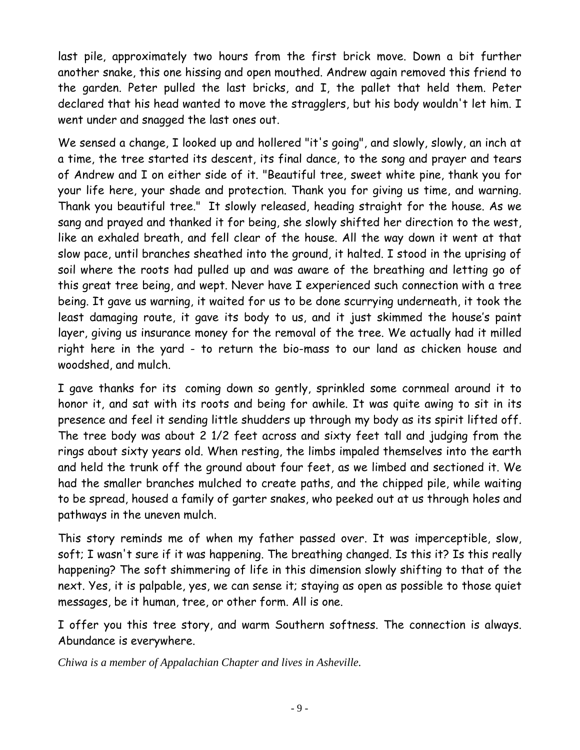last pile, approximately two hours from the first brick move. Down a bit further another snake, this one hissing and open mouthed. Andrew again removed this friend to the garden. Peter pulled the last bricks, and I, the pallet that held them. Peter declared that his head wanted to move the stragglers, but his body wouldn't let him. I went under and snagged the last ones out.

We sensed a change, I looked up and hollered "it's going", and slowly, slowly, an inch at a time, the tree started its descent, its final dance, to the song and prayer and tears of Andrew and I on either side of it. "Beautiful tree, sweet white pine, thank you for your life here, your shade and protection. Thank you for giving us time, and warning. Thank you beautiful tree." It slowly released, heading straight for the house. As we sang and prayed and thanked it for being, she slowly shifted her direction to the west, like an exhaled breath, and fell clear of the house. All the way down it went at that slow pace, until branches sheathed into the ground, it halted. I stood in the uprising of soil where the roots had pulled up and was aware of the breathing and letting go of this great tree being, and wept. Never have I experienced such connection with a tree being. It gave us warning, it waited for us to be done scurrying underneath, it took the least damaging route, it gave its body to us, and it just skimmed the house's paint layer, giving us insurance money for the removal of the tree. We actually had it milled right here in the yard - to return the bio-mass to our land as chicken house and woodshed, and mulch.

I gave thanks for its coming down so gently, sprinkled some cornmeal around it to honor it, and sat with its roots and being for awhile. It was quite awing to sit in its presence and feel it sending little shudders up through my body as its spirit lifted off. The tree body was about 2 1/2 feet across and sixty feet tall and judging from the rings about sixty years old. When resting, the limbs impaled themselves into the earth and held the trunk off the ground about four feet, as we limbed and sectioned it. We had the smaller branches mulched to create paths, and the chipped pile, while waiting to be spread, housed a family of garter snakes, who peeked out at us through holes and pathways in the uneven mulch.

This story reminds me of when my father passed over. It was imperceptible, slow, soft; I wasn't sure if it was happening. The breathing changed. Is this it? Is this really happening? The soft shimmering of life in this dimension slowly shifting to that of the next. Yes, it is palpable, yes, we can sense it; staying as open as possible to those quiet messages, be it human, tree, or other form. All is one.

I offer you this tree story, and warm Southern softness. The connection is always. Abundance is everywhere.

*Chiwa is a member of Appalachian Chapter and lives in Asheville.*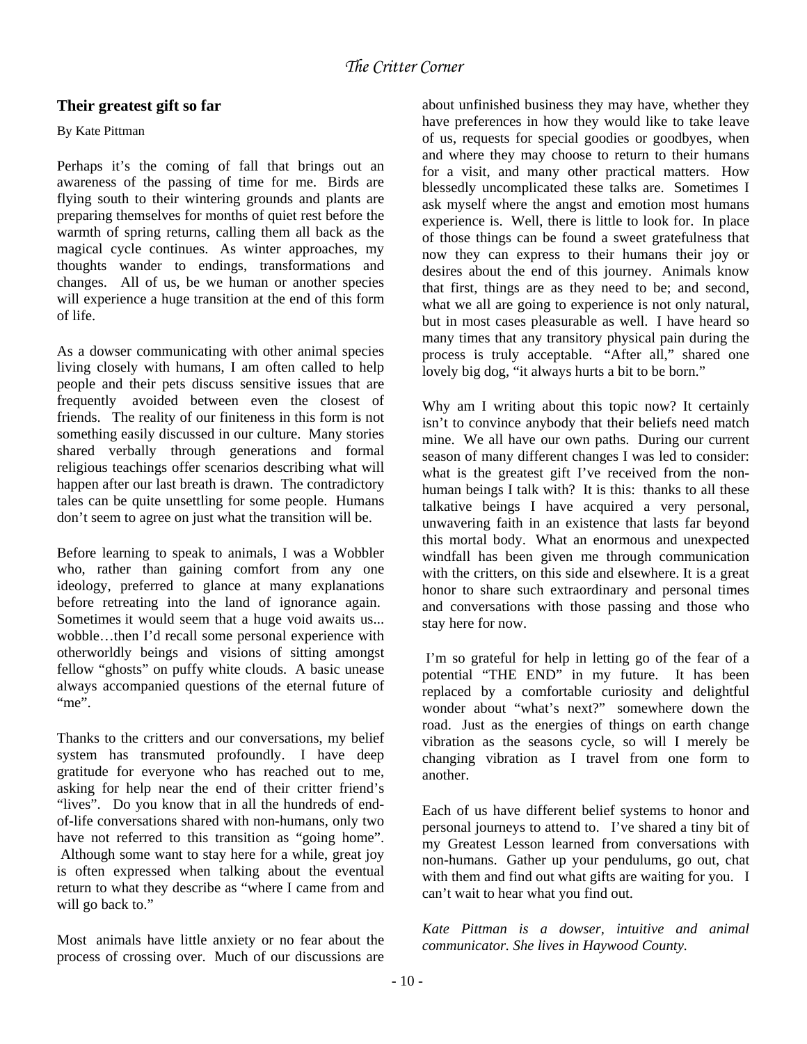*The Critter Corner*

## Their greatest gift so far

By Kate Pittman

Perhaps it's the coming of fall that brings out an awareness of the passing of time for me. Birds are flying south to their wintering grounds and plants are preparing themselves for months of quiet rest before the warmth of spring returns, calling them all back as the magical cycle continues. As winter approaches, my thoughts wander to endings, transformations and changes. All of us, be we human or another species will experience a huge transition at the end of this form of life.

As a dowser communicating with other animal species living closely with humans, I am often called to help people and their pets discuss sensitive issues that are frequently avoided between even the closest of friends. The reality of our finiteness in this form is not something easily discussed in our culture. Many stories shared verbally through generations and formal religious teachings offer scenarios describing what will happen after our last breath is drawn. The contradictory tales can be quite unsettling for some people. Humans don't seem to agree on just what the transition will be.

Before learning to speak to animals, I was a Wobbler who, rather than gaining comfort from any one ideology, preferred to glance at many explanations before retreating into the land of ignorance again. Sometimes it would seem that a huge void awaits us... wobble…then I'd recall some personal experience with otherworldly beings and visions of sitting amongst fellow "ghosts" on puffy white clouds. A basic unease always accompanied questions of the eternal future of "me".

Thanks to the critters and our conversations, my belief system has transmuted profoundly. I have deep gratitude for everyone who has reached out to me, asking for help near the end of their critter friend's "lives". Do you know that in all the hundreds of end-of-life conversations shared with non-humans, only two have not referred to this transition as "going home". Although some want to stay here for a while, great joy is often expressed when talking about the eventual return to what they describe as "where I came from and will go back to."

Most animals have little anxiety or no fear about the process of crossing over. Much of our discussions are about unfinished business they may have, whether they have preferences in how they would like to take leave of us, requests for special goodies or goodbyes, when and where they may choose to return to their humans for a visit, and many other practical matters. How blessedly uncomplicated these talks are. Sometimes I ask myself where the angst and emotion most humans experience is. Well, there is little to look for. In place of those things can be found a sweet gratefulness that now they can express to their humans their joy or desires about the end of this journey. Animals know that first, things are as they need to be; and second, what we all are going to experience is not only natural, but in most cases pleasurable as well. I have heard so many times that any transitory physical pain during the process is truly acceptable. "After all," shared one lovely big dog, "it always hurts a bit to be born."

Why am I writing about this topic now? It certainly isn't to convince anybody that their beliefs need match mine. We all have our own paths. During our current season of many different changes I was led to consider: what is the greatest gift I've received from the non-human beings I talk with? It is this: thanks to all these talkative beings I have acquired a very personal, unwavering faith in an existence that lasts far beyond this mortal body. What an enormous and unexpected windfall has been given me through communication with the critters, on this side and elsewhere. It is a great honor to share such extraordinary and personal times and conversations with those passing and those who stay here for now.

I'm so grateful for help in letting go of the fear of a potential "THE END" in my future. It has been replaced by a comfortable curiosity and delightful wonder about "what's next?" somewhere down the road. Just as the energies of things on earth change vibration as the seasons cycle, so will I merely be changing vibration as I travel from one form to another.

Each of us have different belief systems to honor and personal journeys to attend to. I've shared a tiny bit of my Greatest Lesson learned from conversations with non-humans. Gather up your pendulums, go out, chat with them and find out what gifts are waiting for you. I can't wait to hear what you find out.

*Kate Pittman is a dowser, intuitive and animal communicator. She lives in Haywood County.*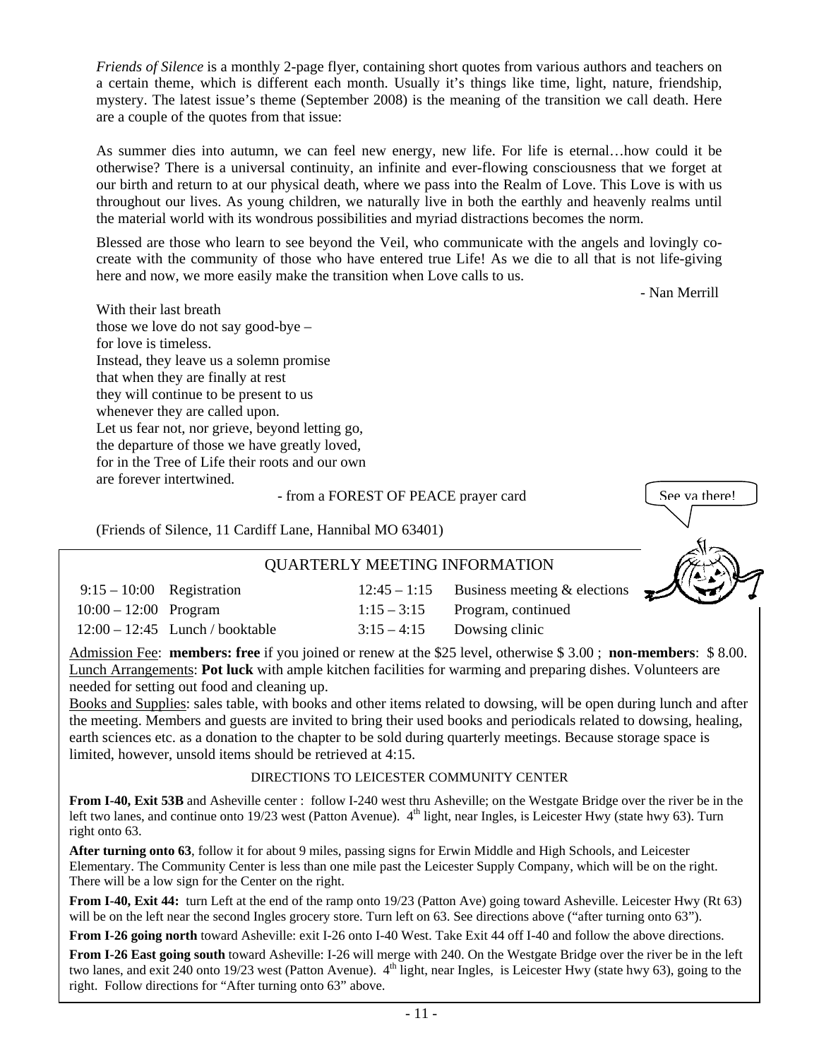*Friends of Silence* is a monthly 2-page flyer, containing short quotes from various authors and teachers on a certain theme, which is different each month. Usually it's things like time, light, nature, friendship, mystery. The latest issue's theme (September 2008) is the meaning of the transition we call death. Here are a couple of the quotes from that issue:

As summer dies into autumn, we can feel new energy, new life. For life is eternal…how could it be otherwise? There is a universal continuity, an infinite and ever-flowing consciousness that we forget at our birth and return to at our physical death, where we pass into the Realm of Love. This Love is with us throughout our lives. As young children, we naturally live in both the earthly and heavenly realms until the material world with its wondrous possibilities and myriad distractions becomes the norm.

Blessed are those who learn to see beyond the Veil, who communicate with the angels and lovingly co-create with the community of those who have entered true Life! As we die to all that is not life-giving here and now, we more easily make the transition when Love calls to us.

- Nan Merrill

With their last breath
those we love do not say good-bye –
for love is timeless.
Instead, they leave us a solemn promise
that when they are finally at rest
they will continue to be present to us
whenever they are called upon.
Let us fear not, nor grieve, beyond letting go,
the departure of those we have greatly loved,
for in the Tree of Life their roots and our own
are forever intertwined.

- from a FOREST OF PEACE prayer card

(Friends of Silence, 11 Cardiff Lane, Hannibal MO 63401)

See ya there!

## QUARTERLY MEETING INFORMATION

| | | | |
|---|---|---|---|
| 9:15 – 10:00 | Registration | 12:45 – 1:15 | Business meeting & elections |
| 10:00 – 12:00 | Program | 1:15 – 3:15 | Program, continued |
| 12:00 – 12:45 | Lunch / booktable | 3:15 – 4:15 | Dowsing clinic |

Admission Fee: **members: free** if you joined or renew at the $25 level, otherwise $ 3.00 ; **non-members**: $ 8.00.
Lunch Arrangements: **Pot luck** with ample kitchen facilities for warming and preparing dishes. Volunteers are needed for setting out food and cleaning up.
Books and Supplies: sales table, with books and other items related to dowsing, will be open during lunch and after the meeting. Members and guests are invited to bring their used books and periodicals related to dowsing, healing, earth sciences etc. as a donation to the chapter to be sold during quarterly meetings. Because storage space is limited, however, unsold items should be retrieved at 4:15.

### DIRECTIONS TO LEICESTER COMMUNITY CENTER

**From I-40, Exit 53B** and Asheville center : follow I-240 west thru Asheville; on the Westgate Bridge over the river be in the left two lanes, and continue onto 19/23 west (Patton Avenue). 4th light, near Ingles, is Leicester Hwy (state hwy 63). Turn right onto 63.

**After turning onto 63**, follow it for about 9 miles, passing signs for Erwin Middle and High Schools, and Leicester Elementary. The Community Center is less than one mile past the Leicester Supply Company, which will be on the right. There will be a low sign for the Center on the right.

**From I-40, Exit 44:** turn Left at the end of the ramp onto 19/23 (Patton Ave) going toward Asheville. Leicester Hwy (Rt 63) will be on the left near the second Ingles grocery store. Turn left on 63. See directions above ("after turning onto 63").

**From I-26 going north** toward Asheville: exit I-26 onto I-40 West. Take Exit 44 off I-40 and follow the above directions.

**From I-26 East going south** toward Asheville: I-26 will merge with 240. On the Westgate Bridge over the river be in the left two lanes, and exit 240 onto 19/23 west (Patton Avenue). 4th light, near Ingles, is Leicester Hwy (state hwy 63), going to the right. Follow directions for "After turning onto 63" above.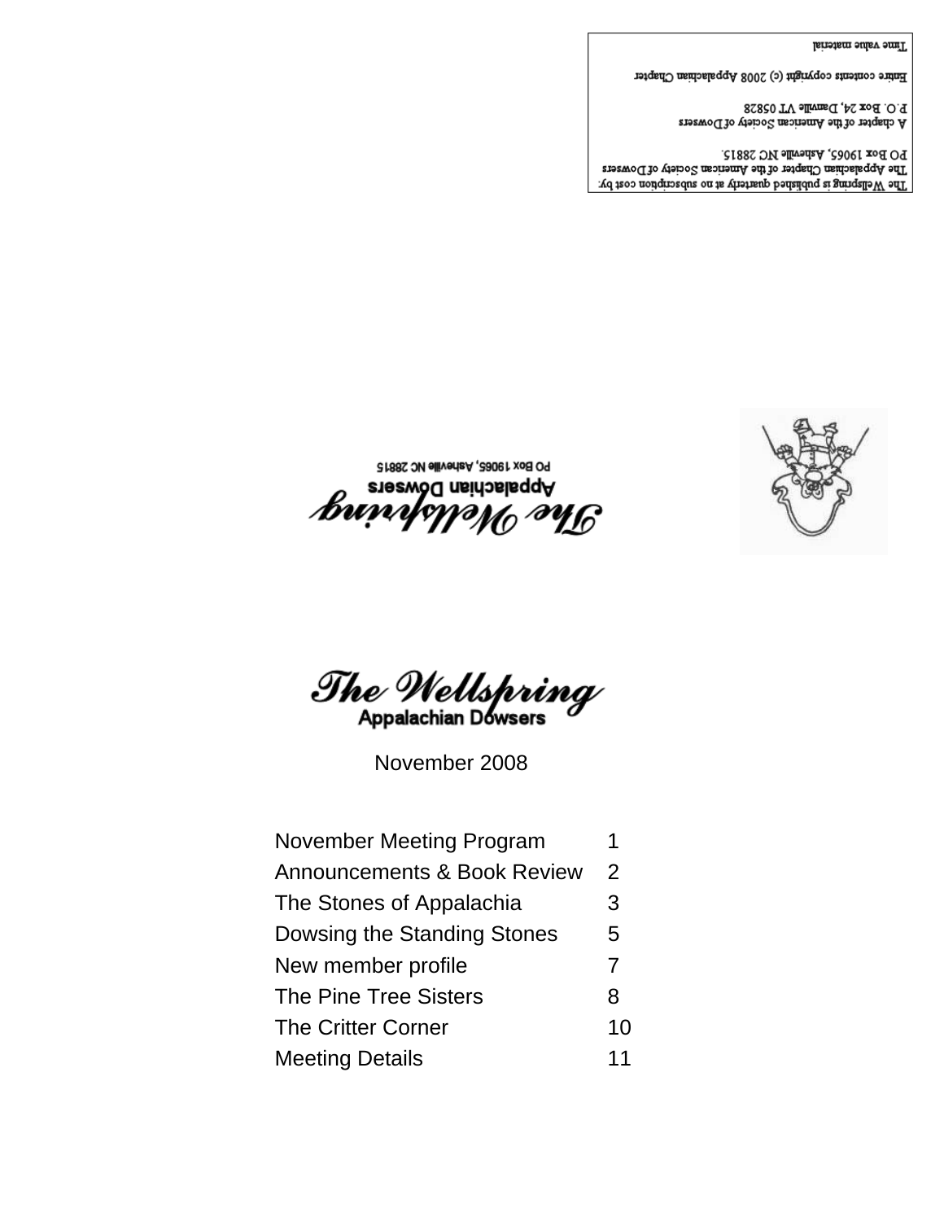The Wellspring is published quarterly at no subscription cost by:
The Appalachian Chapter of the American Society of Dowsers
PO Box 19065, Asheville NC 28815.

A chapter of the American Society of Dowsers
P.O. Box 24, Danville VT 05828

Entire contents copyright (c) 2008 Appalachian Chapter

Time value material

The Wellspring
Appalachian Dowsers
PO Box 19065, Asheville NC 28815

The Wellspring
Appalachian Dowsers

November 2008

| | |
|---|---|
| November Meeting Program | 1 |
| Announcements & Book Review | 2 |
| The Stones of Appalachia | 3 |
| Dowsing the Standing Stones | 5 |
| New member profile | 7 |
| The Pine Tree Sisters | 8 |
| The Critter Corner | 10 |
| Meeting Details | 11 |